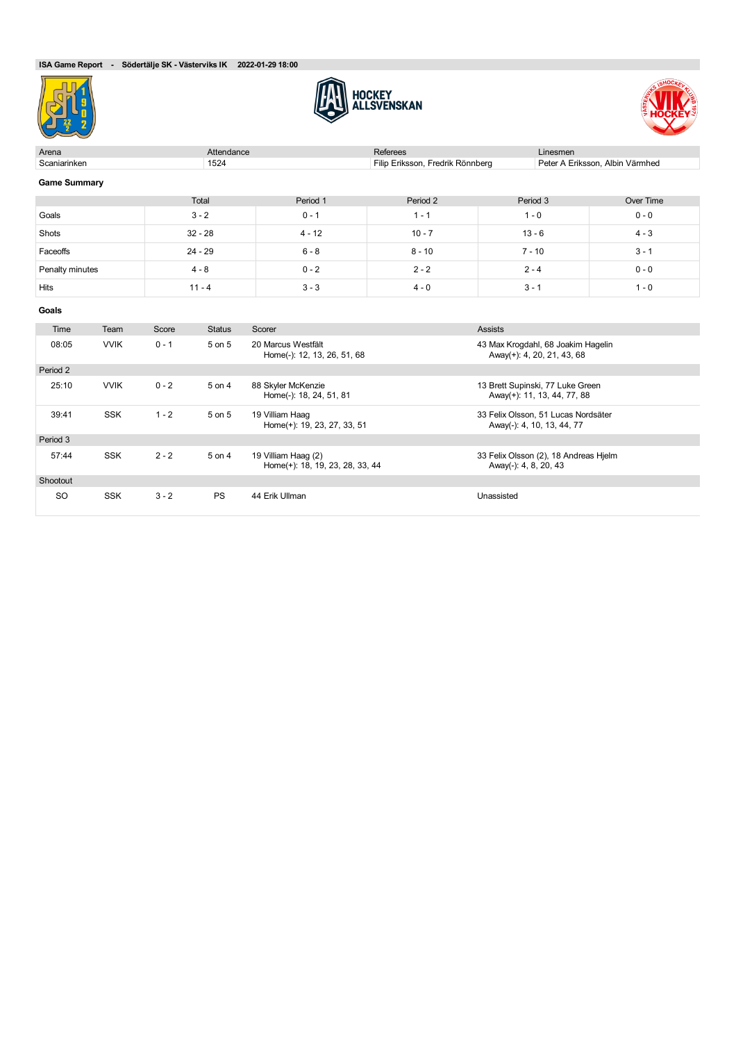**ISA Game Report - Södertälje SK - Västerviks IK 2022-01-29 18:00**

HOCKEY ALLSVENSKAN

| Arena | Attendance | Referees | Linesmen |
|---|---|---|---|
| Scaniarinken | 1524 | Filip Eriksson, Fredrik Rönnberg | Peter A Eriksson, Albin Värmhed |

### Game Summary

| | Total | Period 1 | Period 2 | Period 3 | Over Time |
|---|---|---|---|---|---|
| Goals | 3 - 2 | 0 - 1 | 1 - 1 | 1 - 0 | 0 - 0 |
| Shots | 32 - 28 | 4 - 12 | 10 - 7 | 13 - 6 | 4 - 3 |
| Faceoffs | 24 - 29 | 6 - 8 | 8 - 10 | 7 - 10 | 3 - 1 |
| Penalty minutes | 4 - 8 | 0 - 2 | 2 - 2 | 2 - 4 | 0 - 0 |
| Hits | 11 - 4 | 3 - 3 | 4 - 0 | 3 - 1 | 1 - 0 |

### Goals

| Time | Team | Score | Status | Scorer | Assists |
|---|---|---|---|---|---|
| 08:05 | VVIK | 0 - 1 | 5 on 5 | 20 Marcus Westfält<br>Home(-): 12, 13, 26, 51, 68 | 43 Max Krogdahl, 68 Joakim Hagelin<br>Away(+): 4, 20, 21, 43, 68 |
| Period 2 | | | | | |
| 25:10 | VVIK | 0 - 2 | 5 on 4 | 88 Skyler McKenzie<br>Home(-): 18, 24, 51, 81 | 13 Brett Supinski, 77 Luke Green<br>Away(+): 11, 13, 44, 77, 88 |
| 39:41 | SSK | 1 - 2 | 5 on 5 | 19 Villiam Haag<br>Home(+): 19, 23, 27, 33, 51 | 33 Felix Olsson, 51 Lucas Nordsäter<br>Away(-): 4, 10, 13, 44, 77 |
| Period 3 | | | | | |
| 57:44 | SSK | 2 - 2 | 5 on 4 | 19 Villiam Haag (2)<br>Home(+): 18, 19, 23, 28, 33, 44 | 33 Felix Olsson (2), 18 Andreas Hjelm<br>Away(-): 4, 8, 20, 43 |
| Shootout | | | | | |
| SO | SSK | 3 - 2 | PS | 44 Erik Ullman | Unassisted |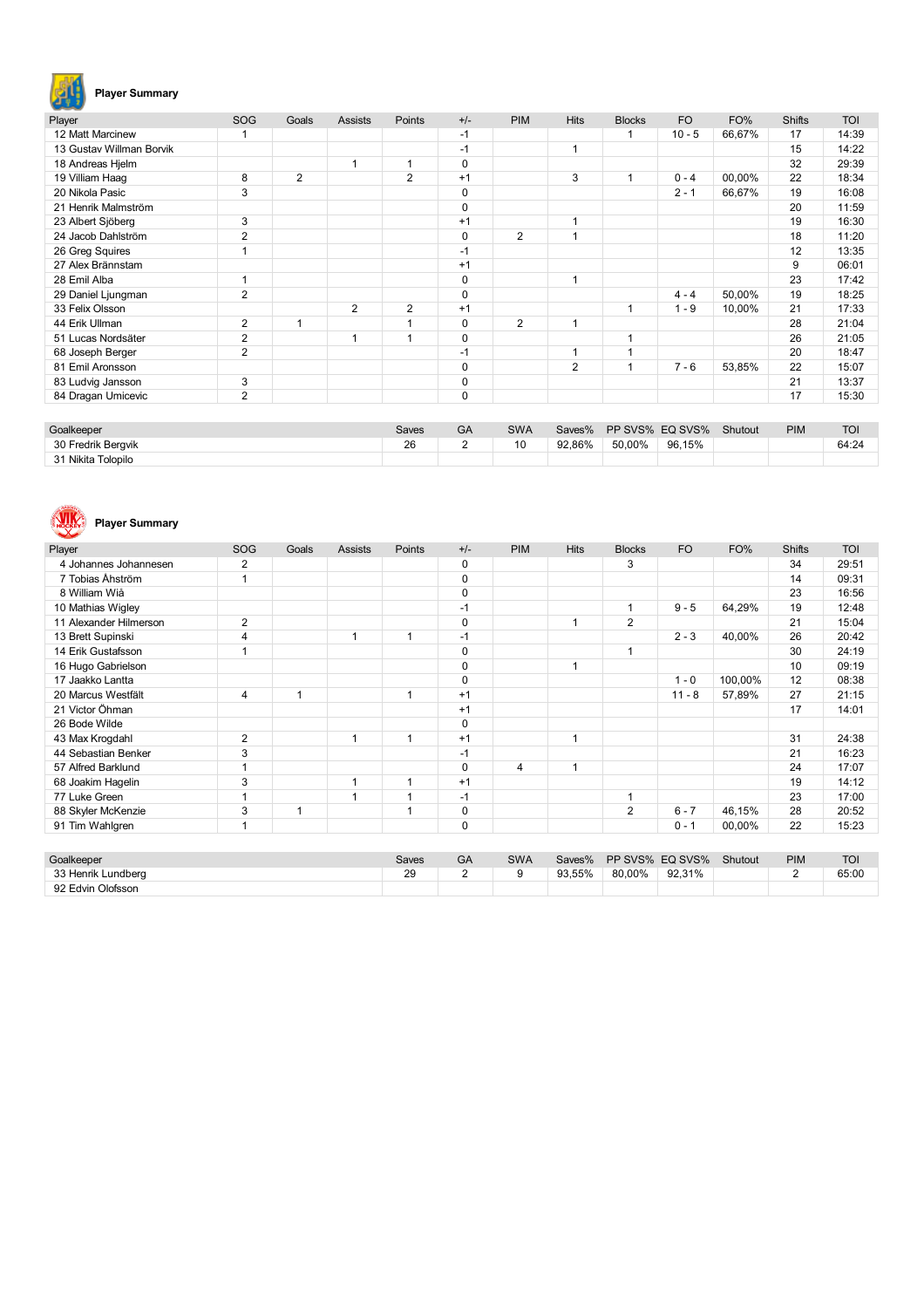## Player Summary

| Player | SOG | Goals | Assists | Points | +/- | PIM | Hits | Blocks | FO | FO% | Shifts | TOI |
|---|---|---|---|---|---|---|---|---|---|---|---|---|
| 12 Matt Marcinew | 1 | | | | -1 | | | 1 | 10 - 5 | 66,67% | 17 | 14:39 |
| 13 Gustav Willman Borvik | | | | | -1 | | 1 | | | | 15 | 14:22 |
| 18 Andreas Hjelm | | | 1 | 1 | 0 | | | | | | 32 | 29:39 |
| 19 Villiam Haag | 8 | 2 | | 2 | +1 | | 3 | 1 | 0 - 4 | 00,00% | 22 | 18:34 |
| 20 Nikola Pasic | 3 | | | | 0 | | | | 2 - 1 | 66,67% | 19 | 16:08 |
| 21 Henrik Malmström | | | | | 0 | | | | | | 20 | 11:59 |
| 23 Albert Sjöberg | 3 | | | | +1 | | 1 | | | | 19 | 16:30 |
| 24 Jacob Dahlström | 2 | | | | 0 | 2 | 1 | | | | 18 | 11:20 |
| 26 Greg Squires | 1 | | | | -1 | | | | | | 12 | 13:35 |
| 27 Alex Brännstam | | | | | +1 | | | | | | 9 | 06:01 |
| 28 Emil Alba | 1 | | | | 0 | | 1 | | | | 23 | 17:42 |
| 29 Daniel Ljungman | 2 | | | | 0 | | | | 4 - 4 | 50,00% | 19 | 18:25 |
| 33 Felix Olsson | | | 2 | 2 | +1 | | | 1 | 1 - 9 | 10,00% | 21 | 17:33 |
| 44 Erik Ullman | 2 | 1 | | 1 | 0 | 2 | 1 | | | | 28 | 21:04 |
| 51 Lucas Nordsäter | 2 | | 1 | 1 | 0 | | | 1 | | | 26 | 21:05 |
| 68 Joseph Berger | 2 | | | | -1 | | 1 | 1 | | | 20 | 18:47 |
| 81 Emil Aronsson | | | | | 0 | | 2 | 1 | 7 - 6 | 53,85% | 22 | 15:07 |
| 83 Ludvig Jansson | 3 | | | | 0 | | | | | | 21 | 13:37 |
| 84 Dragan Umicevic | 2 | | | | 0 | | | | | | 17 | 15:30 |

| Goalkeeper | Saves | GA | SWA | Saves% | PP SVS% | EQ SVS% | Shutout | PIM | TOI |
|---|---|---|---|---|---|---|---|---|---|
| 30 Fredrik Bergvik | 26 | 2 | 10 | 92,86% | 50,00% | 96,15% | | | 64:24 |
| 31 Nikita Tolopilo | | | | | | | | | |

## Player Summary

| Player | SOG | Goals | Assists | Points | +/- | PIM | Hits | Blocks | FO | FO% | Shifts | TOI |
|---|---|---|---|---|---|---|---|---|---|---|---|---|
| 4 Johannes Johannesen | 2 | | | | 0 | | | 3 | | | 34 | 29:51 |
| 7 Tobias Åhström | 1 | | | | 0 | | | | | | 14 | 09:31 |
| 8 William Wiå | | | | | 0 | | | | | | 23 | 16:56 |
| 10 Mathias Wigley | | | | | -1 | | | 1 | 9 - 5 | 64,29% | 19 | 12:48 |
| 11 Alexander Hilmerson | 2 | | | | 0 | | 1 | 2 | | | 21 | 15:04 |
| 13 Brett Supinski | 4 | | 1 | 1 | -1 | | | | 2 - 3 | 40,00% | 26 | 20:42 |
| 14 Erik Gustafsson | 1 | | | | 0 | | | 1 | | | 30 | 24:19 |
| 16 Hugo Gabrielson | | | | | 0 | | 1 | | | | 10 | 09:19 |
| 17 Jaakko Lantta | | | | | 0 | | | | 1 - 0 | 100,00% | 12 | 08:38 |
| 20 Marcus Westfält | 4 | 1 | | 1 | +1 | | | | 11 - 8 | 57,89% | 27 | 21:15 |
| 21 Victor Öhman | | | | | +1 | | | | | | 17 | 14:01 |
| 26 Bode Wilde | | | | | 0 | | | | | | | |
| 43 Max Krogdahl | 2 | | 1 | 1 | +1 | | 1 | | | | 31 | 24:38 |
| 44 Sebastian Benker | 3 | | | | -1 | | | | | | 21 | 16:23 |
| 57 Alfred Barklund | 1 | | | | 0 | 4 | 1 | | | | 24 | 17:07 |
| 68 Joakim Hagelin | 3 | | 1 | 1 | +1 | | | | | | 19 | 14:12 |
| 77 Luke Green | 1 | | 1 | 1 | -1 | | | 1 | | | 23 | 17:00 |
| 88 Skyler McKenzie | 3 | 1 | | 1 | 0 | | | 2 | 6 - 7 | 46,15% | 28 | 20:52 |
| 91 Tim Wahlgren | 1 | | | | 0 | | | | 0 - 1 | 00,00% | 22 | 15:23 |

| Goalkeeper | Saves | GA | SWA | Saves% | PP SVS% | EQ SVS% | Shutout | PIM | TOI |
|---|---|---|---|---|---|---|---|---|---|
| 33 Henrik Lundberg | 29 | 2 | 9 | 93,55% | 80,00% | 92,31% | | 2 | 65:00 |
| 92 Edvin Olofsson | | | | | | | | | |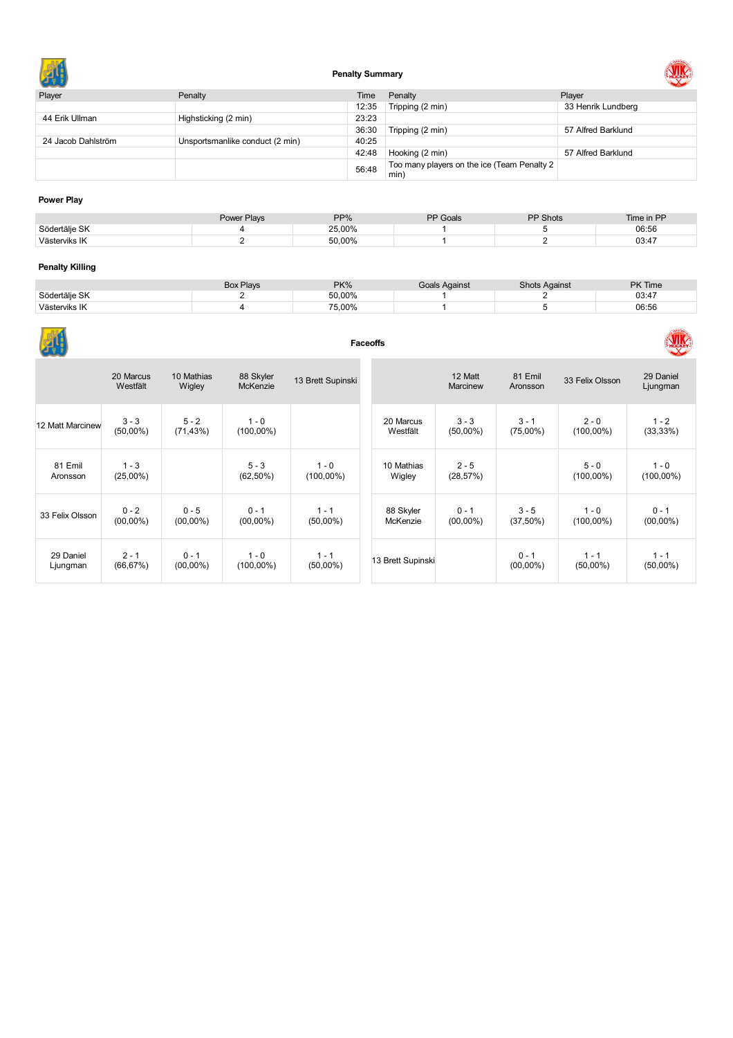## Penalty Summary

| Player | Penalty | Time | Penalty | Player |
|---|---|---|---|---|
| | | 12:35 | Tripping (2 min) | 33 Henrik Lundberg |
| 44 Erik Ullman | Highsticking (2 min) | 23:23 | | |
| | | 36:30 | Tripping (2 min) | 57 Alfred Barklund |
| 24 Jacob Dahlström | Unsportsmanlike conduct (2 min) | 40:25 | | |
| | | 42:48 | Hooking (2 min) | 57 Alfred Barklund |
| | | 56:48 | Too many players on the ice (Team Penalty 2 min) | |

### Power Play

| | Power Plays | PP% | PP Goals | PP Shots | Time in PP |
|---|---|---|---|---|---|
| Södertälje SK | 4 | 25,00% | 1 | 5 | 06:56 |
| Västerviks IK | 2 | 50,00% | 1 | 2 | 03:47 |

### Penalty Killing

| | Box Plays | PK% | Goals Against | Shots Against | PK Time |
|---|---|---|---|---|---|
| Södertälje SK | 2 | 50,00% | 1 | 2 | 03:47 |
| Västerviks IK | 4 | 75,00% | 1 | 5 | 06:56 |

## Faceoffs

| | 20 Marcus Westfält | 10 Mathias Wigley | 88 Skyler McKenzie | 13 Brett Supinski |
|---|---|---|---|---|
| 12 Matt Marcinew | 3 - 3 (50,00%) | 5 - 2 (71,43%) | 1 - 0 (100,00%) | |
| 81 Emil Aronsson | 1 - 3 (25,00%) | | 5 - 3 (62,50%) | 1 - 0 (100,00%) |
| 33 Felix Olsson | 0 - 2 (00,00%) | 0 - 5 (00,00%) | 0 - 1 (00,00%) | 1 - 1 (50,00%) |
| 29 Daniel Ljungman | 2 - 1 (66,67%) | 0 - 1 (00,00%) | 1 - 0 (100,00%) | 1 - 1 (50,00%) |

| | 12 Matt Marcinew | 81 Emil Aronsson | 33 Felix Olsson | 29 Daniel Ljungman |
|---|---|---|---|---|
| 20 Marcus Westfält | 3 - 3 (50,00%) | 3 - 1 (75,00%) | 2 - 0 (100,00%) | 1 - 2 (33,33%) |
| 10 Mathias Wigley | 2 - 5 (28,57%) | | 5 - 0 (100,00%) | 1 - 0 (100,00%) |
| 88 Skyler McKenzie | 0 - 1 (00,00%) | 3 - 5 (37,50%) | 1 - 0 (100,00%) | 0 - 1 (00,00%) |
| 13 Brett Supinski | | 0 - 1 (00,00%) | 1 - 1 (50,00%) | 1 - 1 (50,00%) |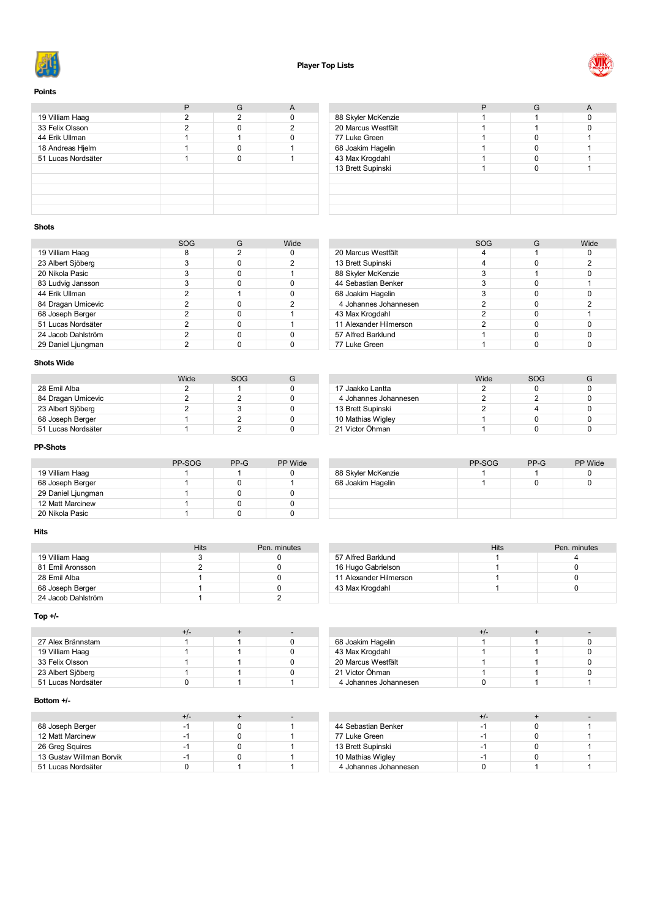# Player Top Lists

## Points

| | P | G | A |
|---|---|---|---|
| 19 Villiam Haag | 2 | 2 | 0 |
| 33 Felix Olsson | 2 | 0 | 2 |
| 44 Erik Ullman | 1 | 1 | 0 |
| 18 Andreas Hjelm | 1 | 0 | 1 |
| 51 Lucas Nordsäter | 1 | 0 | 1 |

| | P | G | A |
|---|---|---|---|
| 88 Skyler McKenzie | 1 | 1 | 0 |
| 20 Marcus Westfält | 1 | 1 | 0 |
| 77 Luke Green | 1 | 0 | 1 |
| 68 Joakim Hagelin | 1 | 0 | 1 |
| 43 Max Krogdahl | 1 | 0 | 1 |
| 13 Brett Supinski | 1 | 0 | 1 |

## Shots

| | SOG | G | Wide |
|---|---|---|---|
| 19 Villiam Haag | 8 | 2 | 0 |
| 23 Albert Sjöberg | 3 | 0 | 2 |
| 20 Nikola Pasic | 3 | 0 | 1 |
| 83 Ludvig Jansson | 3 | 0 | 0 |
| 44 Erik Ullman | 2 | 1 | 0 |
| 84 Dragan Umicevic | 2 | 0 | 2 |
| 68 Joseph Berger | 2 | 0 | 1 |
| 51 Lucas Nordsäter | 2 | 0 | 1 |
| 24 Jacob Dahlström | 2 | 0 | 0 |
| 29 Daniel Ljungman | 2 | 0 | 0 |

| | SOG | G | Wide |
|---|---|---|---|
| 20 Marcus Westfält | 4 | 1 | 0 |
| 13 Brett Supinski | 4 | 0 | 2 |
| 88 Skyler McKenzie | 3 | 1 | 0 |
| 44 Sebastian Benker | 3 | 0 | 1 |
| 68 Joakim Hagelin | 3 | 0 | 0 |
| 4 Johannes Johannesen | 2 | 0 | 2 |
| 43 Max Krogdahl | 2 | 0 | 1 |
| 11 Alexander Hilmerson | 2 | 0 | 0 |
| 57 Alfred Barklund | 1 | 0 | 0 |
| 77 Luke Green | 1 | 0 | 0 |

## Shots Wide

| | Wide | SOG | G |
|---|---|---|---|
| 28 Emil Alba | 2 | 1 | 0 |
| 84 Dragan Umicevic | 2 | 2 | 0 |
| 23 Albert Sjöberg | 2 | 3 | 0 |
| 68 Joseph Berger | 1 | 2 | 0 |
| 51 Lucas Nordsäter | 1 | 2 | 0 |

| | Wide | SOG | G |
|---|---|---|---|
| 17 Jaakko Lantta | 2 | 0 | 0 |
| 4 Johannes Johannesen | 2 | 2 | 0 |
| 13 Brett Supinski | 2 | 4 | 0 |
| 10 Mathias Wigley | 1 | 0 | 0 |
| 21 Victor Öhman | 1 | 0 | 0 |

## PP-Shots

| | PP-SOG | PP-G | PP Wide |
|---|---|---|---|
| 19 Villiam Haag | 1 | 1 | 0 |
| 68 Joseph Berger | 1 | 0 | 1 |
| 29 Daniel Ljungman | 1 | 0 | 0 |
| 12 Matt Marcinew | 1 | 0 | 0 |
| 20 Nikola Pasic | 1 | 0 | 0 |

| | PP-SOG | PP-G | PP Wide |
|---|---|---|---|
| 88 Skyler McKenzie | 1 | 1 | 0 |
| 68 Joakim Hagelin | 1 | 0 | 0 |

## Hits

| | Hits | Pen. minutes |
|---|---|---|
| 19 Villiam Haag | 3 | 0 |
| 81 Emil Aronsson | 2 | 0 |
| 28 Emil Alba | 1 | 0 |
| 68 Joseph Berger | 1 | 0 |
| 24 Jacob Dahlström | 1 | 2 |

| | Hits | Pen. minutes |
|---|---|---|
| 57 Alfred Barklund | 1 | 4 |
| 16 Hugo Gabrielson | 1 | 0 |
| 11 Alexander Hilmerson | 1 | 0 |
| 43 Max Krogdahl | 1 | 0 |

## Top +/-

| | +/- | + | - |
|---|---|---|---|
| 27 Alex Brännstam | 1 | 1 | 0 |
| 19 Villiam Haag | 1 | 1 | 0 |
| 33 Felix Olsson | 1 | 1 | 0 |
| 23 Albert Sjöberg | 1 | 1 | 0 |
| 51 Lucas Nordsäter | 0 | 1 | 1 |

| | +/- | + | - |
|---|---|---|---|
| 68 Joakim Hagelin | 1 | 1 | 0 |
| 43 Max Krogdahl | 1 | 1 | 0 |
| 20 Marcus Westfält | 1 | 1 | 0 |
| 21 Victor Öhman | 1 | 1 | 0 |
| 4 Johannes Johannesen | 0 | 1 | 1 |

## Bottom +/-

| | +/- | + | - |
|---|---|---|---|
| 68 Joseph Berger | -1 | 0 | 1 |
| 12 Matt Marcinew | -1 | 0 | 1 |
| 26 Greg Squires | -1 | 0 | 1 |
| 13 Gustav Willman Borvik | -1 | 0 | 1 |
| 51 Lucas Nordsäter | 0 | 1 | 1 |

| | +/- | + | - |
|---|---|---|---|
| 44 Sebastian Benker | -1 | 0 | 1 |
| 77 Luke Green | -1 | 0 | 1 |
| 13 Brett Supinski | -1 | 0 | 1 |
| 10 Mathias Wigley | -1 | 0 | 1 |
| 4 Johannes Johannesen | 0 | 1 | 1 |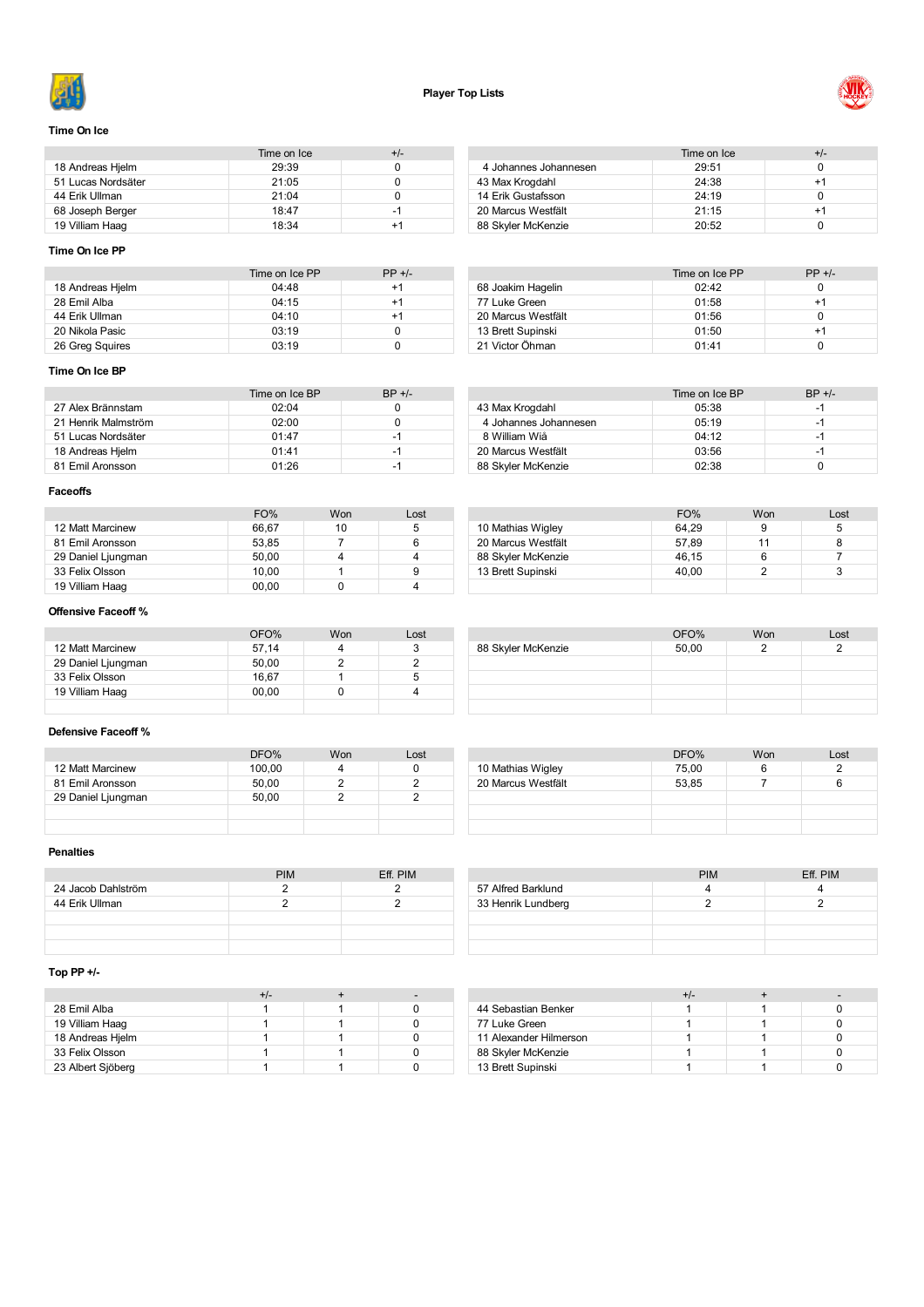# Player Top Lists

## Time On Ice

| | Time on Ice | +/- |
|---|---|---|
| 18 Andreas Hjelm | 29:39 | 0 |
| 51 Lucas Nordsäter | 21:05 | 0 |
| 44 Erik Ullman | 21:04 | 0 |
| 68 Joseph Berger | 18:47 | -1 |
| 19 Villiam Haag | 18:34 | +1 |

| | Time on Ice | +/- |
|---|---|---|
| 4 Johannes Johannesen | 29:51 | 0 |
| 43 Max Krogdahl | 24:38 | +1 |
| 14 Erik Gustafsson | 24:19 | 0 |
| 20 Marcus Westfält | 21:15 | +1 |
| 88 Skyler McKenzie | 20:52 | 0 |

## Time On Ice PP

| | Time on Ice PP | PP +/- |
|---|---|---|
| 18 Andreas Hjelm | 04:48 | +1 |
| 28 Emil Alba | 04:15 | +1 |
| 44 Erik Ullman | 04:10 | +1 |
| 20 Nikola Pasic | 03:19 | 0 |
| 26 Greg Squires | 03:19 | 0 |

| | Time on Ice PP | PP +/- |
|---|---|---|
| 68 Joakim Hagelin | 02:42 | 0 |
| 77 Luke Green | 01:58 | +1 |
| 20 Marcus Westfält | 01:56 | 0 |
| 13 Brett Supinski | 01:50 | +1 |
| 21 Victor Öhman | 01:41 | 0 |

## Time On Ice BP

| | Time on Ice BP | BP +/- |
|---|---|---|
| 27 Alex Brännstam | 02:04 | 0 |
| 21 Henrik Malmström | 02:00 | 0 |
| 51 Lucas Nordsäter | 01:47 | -1 |
| 18 Andreas Hjelm | 01:41 | -1 |
| 81 Emil Aronsson | 01:26 | -1 |

| | Time on Ice BP | BP +/- |
|---|---|---|
| 43 Max Krogdahl | 05:38 | -1 |
| 4 Johannes Johannesen | 05:19 | -1 |
| 8 William Wiå | 04:12 | -1 |
| 20 Marcus Westfält | 03:56 | -1 |
| 88 Skyler McKenzie | 02:38 | 0 |

## Faceoffs

| | FO% | Won | Lost |
|---|---|---|---|
| 12 Matt Marcinew | 66,67 | 10 | 5 |
| 81 Emil Aronsson | 53,85 | 7 | 6 |
| 29 Daniel Ljungman | 50,00 | 4 | 4 |
| 33 Felix Olsson | 10,00 | 1 | 9 |
| 19 Villiam Haag | 00,00 | 0 | 4 |

| | FO% | Won | Lost |
|---|---|---|---|
| 10 Mathias Wigley | 64,29 | 9 | 5 |
| 20 Marcus Westfält | 57,89 | 11 | 8 |
| 88 Skyler McKenzie | 46,15 | 6 | 7 |
| 13 Brett Supinski | 40,00 | 2 | 3 |

## Offensive Faceoff %

| | OFO% | Won | Lost |
|---|---|---|---|
| 12 Matt Marcinew | 57,14 | 4 | 3 |
| 29 Daniel Ljungman | 50,00 | 2 | 2 |
| 33 Felix Olsson | 16,67 | 1 | 5 |
| 19 Villiam Haag | 00,00 | 0 | 4 |

| | OFO% | Won | Lost |
|---|---|---|---|
| 88 Skyler McKenzie | 50,00 | 2 | 2 |

## Defensive Faceoff %

| | DFO% | Won | Lost |
|---|---|---|---|
| 12 Matt Marcinew | 100,00 | 4 | 0 |
| 81 Emil Aronsson | 50,00 | 2 | 2 |
| 29 Daniel Ljungman | 50,00 | 2 | 2 |

| | DFO% | Won | Lost |
|---|---|---|---|
| 10 Mathias Wigley | 75,00 | 6 | 2 |
| 20 Marcus Westfält | 53,85 | 7 | 6 |

## Penalties

| | PIM | Eff. PIM |
|---|---|---|
| 24 Jacob Dahlström | 2 | 2 |
| 44 Erik Ullman | 2 | 2 |

| | PIM | Eff. PIM |
|---|---|---|
| 57 Alfred Barklund | 4 | 4 |
| 33 Henrik Lundberg | 2 | 2 |

## Top PP +/-

| | +/- | + | - |
|---|---|---|---|
| 28 Emil Alba | 1 | 1 | 0 |
| 19 Villiam Haag | 1 | 1 | 0 |
| 18 Andreas Hjelm | 1 | 1 | 0 |
| 33 Felix Olsson | 1 | 1 | 0 |
| 23 Albert Sjöberg | 1 | 1 | 0 |

| | +/- | + | - |
|---|---|---|---|
| 44 Sebastian Benker | 1 | 1 | 0 |
| 77 Luke Green | 1 | 1 | 0 |
| 11 Alexander Hilmerson | 1 | 1 | 0 |
| 88 Skyler McKenzie | 1 | 1 | 0 |
| 13 Brett Supinski | 1 | 1 | 0 |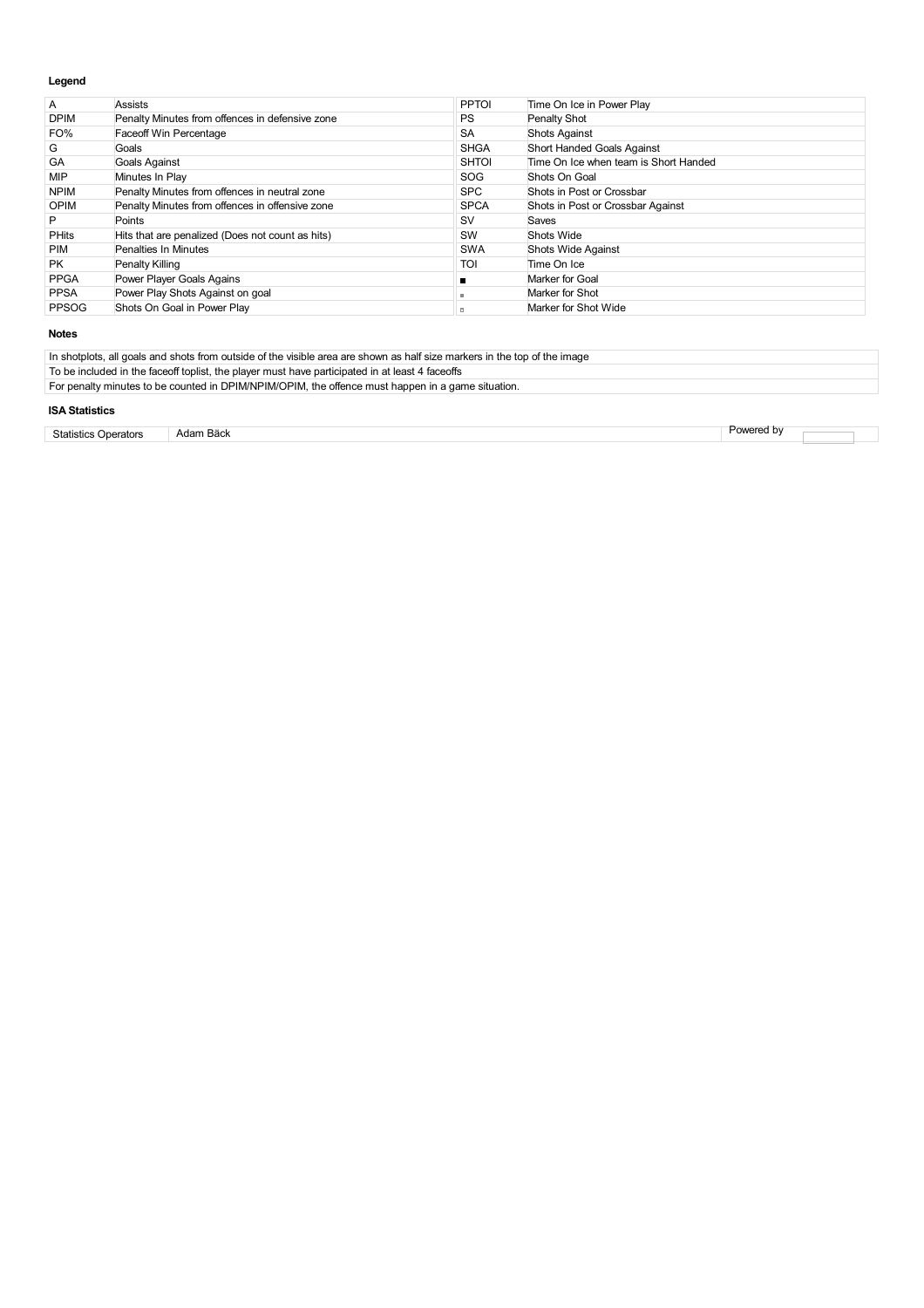**Legend**

| | | | |
|---|---|---|---|
| A | Assists | PPTOI | Time On Ice in Power Play |
| DPIM | Penalty Minutes from offences in defensive zone | PS | Penalty Shot |
| FO% | Faceoff Win Percentage | SA | Shots Against |
| G | Goals | SHGA | Short Handed Goals Against |
| GA | Goals Against | SHTOI | Time On Ice when team is Short Handed |
| MIP | Minutes In Play | SOG | Shots On Goal |
| NPIM | Penalty Minutes from offences in neutral zone | SPC | Shots in Post or Crossbar |
| OPIM | Penalty Minutes from offences in offensive zone | SPCA | Shots in Post or Crossbar Against |
| P | Points | SV | Saves |
| PHits | Hits that are penalized (Does not count as hits) | SW | Shots Wide |
| PIM | Penalties In Minutes | SWA | Shots Wide Against |
| PK | Penalty Killing | TOI | Time On Ice |
| PPGA | Power Player Goals Agains | ■ | Marker for Goal |
| PPSA | Power Play Shots Against on goal | ▪ | Marker for Shot |
| PPSOG | Shots On Goal in Power Play | ▫ | Marker for Shot Wide |

**Notes**

| |
|---|
| In shotplots, all goals and shots from outside of the visible area are shown as half size markers in the top of the image |
| To be included in the faceoff toplist, the player must have participated in at least 4 faceoffs |
| For penalty minutes to be counted in DPIM/NPIM/OPIM, the offence must happen in a game situation. |

**ISA Statistics**

| | | |
|---|---|---|
| Statistics Operators | Adam Bäck | Powered by |